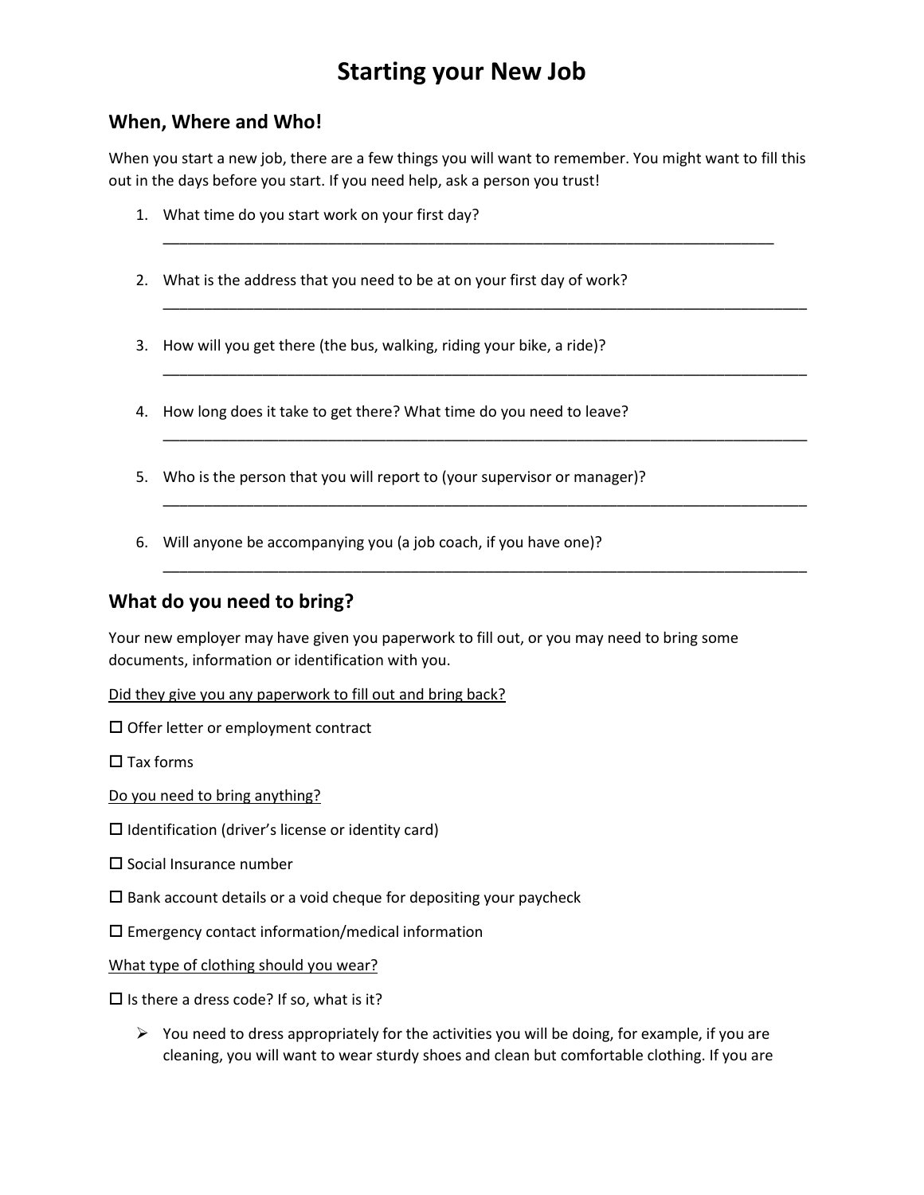# Starting your New Job

## When, Where and Who!

When you start a new job, there are a few things you will want to remember. You might want to fill this out in the days before you start. If you need help, ask a person you trust!

1. What time do you start work on your first day?
   ______________________________________________________________________________

2. What is the address that you need to be at on your first day of work?
   ______________________________________________________________________________

3. How will you get there (the bus, walking, riding your bike, a ride)?
   ______________________________________________________________________________

4. How long does it take to get there? What time do you need to leave?
   ______________________________________________________________________________

5. Who is the person that you will report to (your supervisor or manager)?
   ______________________________________________________________________________

6. Will anyone be accompanying you (a job coach, if you have one)?
   ______________________________________________________________________________

## What do you need to bring?

Your new employer may have given you paperwork to fill out, or you may need to bring some documents, information or identification with you.

<u>Did they give you any paperwork to fill out and bring back?</u>

☐ Offer letter or employment contract

☐ Tax forms

<u>Do you need to bring anything?</u>

☐ Identification (driver's license or identity card)

☐ Social Insurance number

☐ Bank account details or a void cheque for depositing your paycheck

☐ Emergency contact information/medical information

<u>What type of clothing should you wear?</u>

☐ Is there a dress code? If so, what is it?

- ➢ You need to dress appropriately for the activities you will be doing, for example, if you are cleaning, you will want to wear sturdy shoes and clean but comfortable clothing. If you are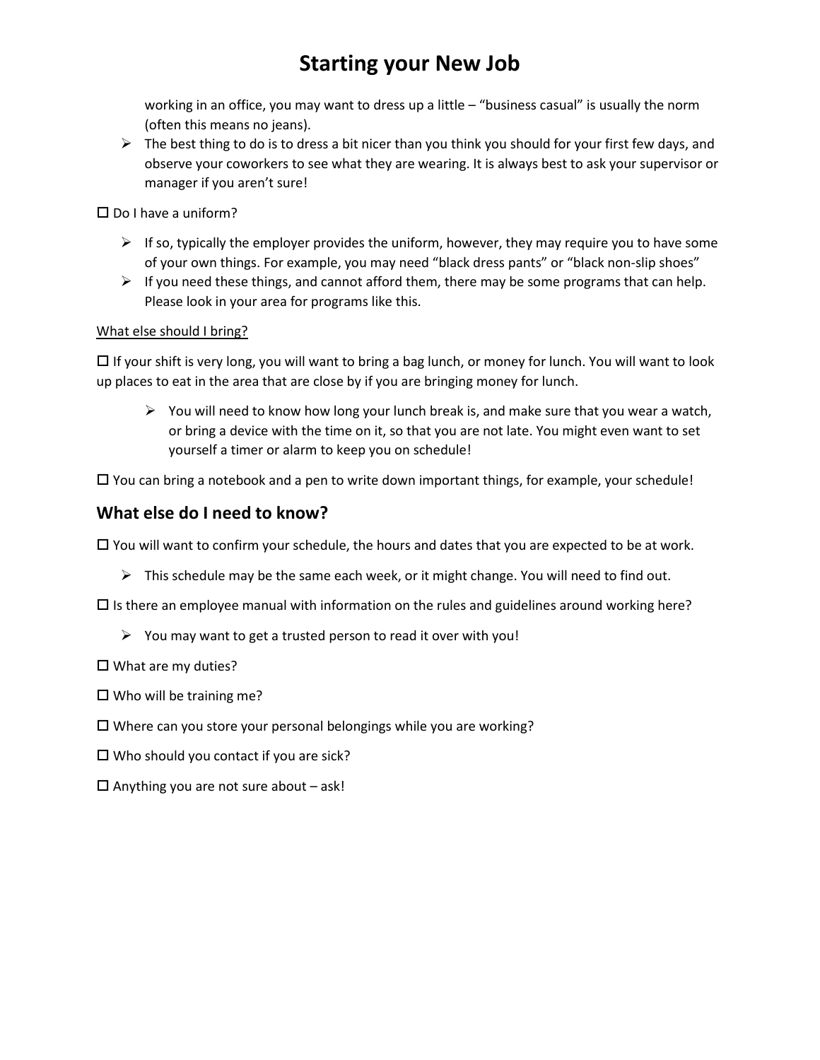working in an office, you may want to dress up a little – "business casual" is usually the norm (often this means no jeans).

- ➢ The best thing to do is to dress a bit nicer than you think you should for your first few days, and observe your coworkers to see what they are wearing. It is always best to ask your supervisor or manager if you aren't sure!

☐ Do I have a uniform?

- ➢ If so, typically the employer provides the uniform, however, they may require you to have some of your own things. For example, you may need "black dress pants" or "black non-slip shoes"
- ➢ If you need these things, and cannot afford them, there may be some programs that can help. Please look in your area for programs like this.

<u>What else should I bring?</u>

☐ If your shift is very long, you will want to bring a bag lunch, or money for lunch. You will want to look up places to eat in the area that are close by if you are bringing money for lunch.

- ➢ You will need to know how long your lunch break is, and make sure that you wear a watch, or bring a device with the time on it, so that you are not late. You might even want to set yourself a timer or alarm to keep you on schedule!

☐ You can bring a notebook and a pen to write down important things, for example, your schedule!

## What else do I need to know?

☐ You will want to confirm your schedule, the hours and dates that you are expected to be at work.

- ➢ This schedule may be the same each week, or it might change. You will need to find out.

☐ Is there an employee manual with information on the rules and guidelines around working here?

- ➢ You may want to get a trusted person to read it over with you!

☐ What are my duties?

☐ Who will be training me?

☐ Where can you store your personal belongings while you are working?

☐ Who should you contact if you are sick?

☐ Anything you are not sure about – ask!